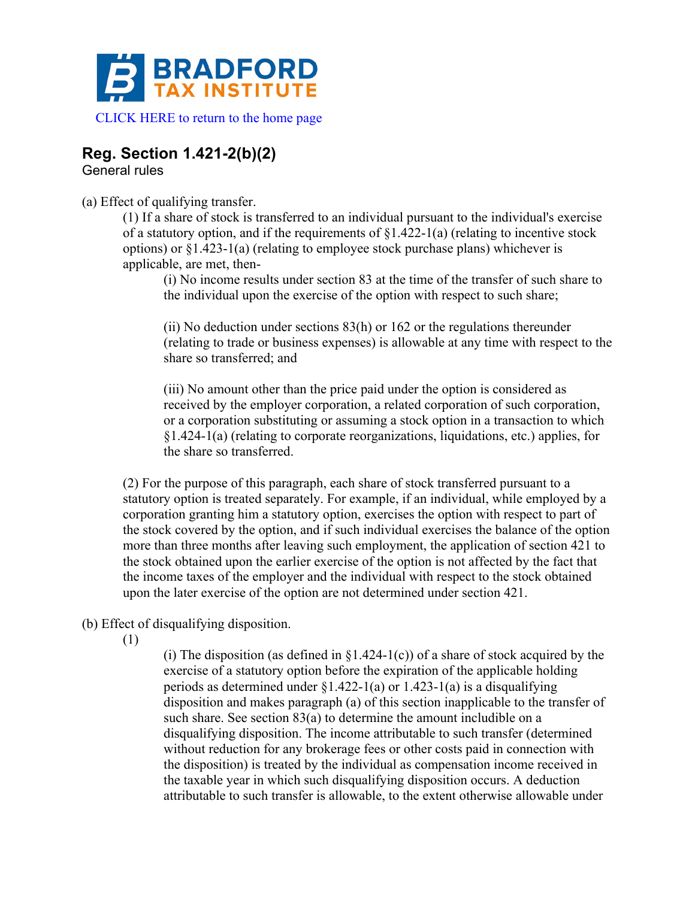# BRADFORD TAX INSTITUTE

CLICK HERE to return to the home page

## Reg. Section 1.421-2(b)(2)

General rules

(a) Effect of qualifying transfer.

(1) If a share of stock is transferred to an individual pursuant to the individual's exercise of a statutory option, and if the requirements of §1.422-1(a) (relating to incentive stock options) or §1.423-1(a) (relating to employee stock purchase plans) whichever is applicable, are met, then-

(i) No income results under section 83 at the time of the transfer of such share to the individual upon the exercise of the option with respect to such share;

(ii) No deduction under sections 83(h) or 162 or the regulations thereunder (relating to trade or business expenses) is allowable at any time with respect to the share so transferred; and

(iii) No amount other than the price paid under the option is considered as received by the employer corporation, a related corporation of such corporation, or a corporation substituting or assuming a stock option in a transaction to which §1.424-1(a) (relating to corporate reorganizations, liquidations, etc.) applies, for the share so transferred.

(2) For the purpose of this paragraph, each share of stock transferred pursuant to a statutory option is treated separately. For example, if an individual, while employed by a corporation granting him a statutory option, exercises the option with respect to part of the stock covered by the option, and if such individual exercises the balance of the option more than three months after leaving such employment, the application of section 421 to the stock obtained upon the earlier exercise of the option is not affected by the fact that the income taxes of the employer and the individual with respect to the stock obtained upon the later exercise of the option are not determined under section 421.

(b) Effect of disqualifying disposition.

(1)

(i) The disposition (as defined in §1.424-1(c)) of a share of stock acquired by the exercise of a statutory option before the expiration of the applicable holding periods as determined under §1.422-1(a) or 1.423-1(a) is a disqualifying disposition and makes paragraph (a) of this section inapplicable to the transfer of such share. See section 83(a) to determine the amount includible on a disqualifying disposition. The income attributable to such transfer (determined without reduction for any brokerage fees or other costs paid in connection with the disposition) is treated by the individual as compensation income received in the taxable year in which such disqualifying disposition occurs. A deduction attributable to such transfer is allowable, to the extent otherwise allowable under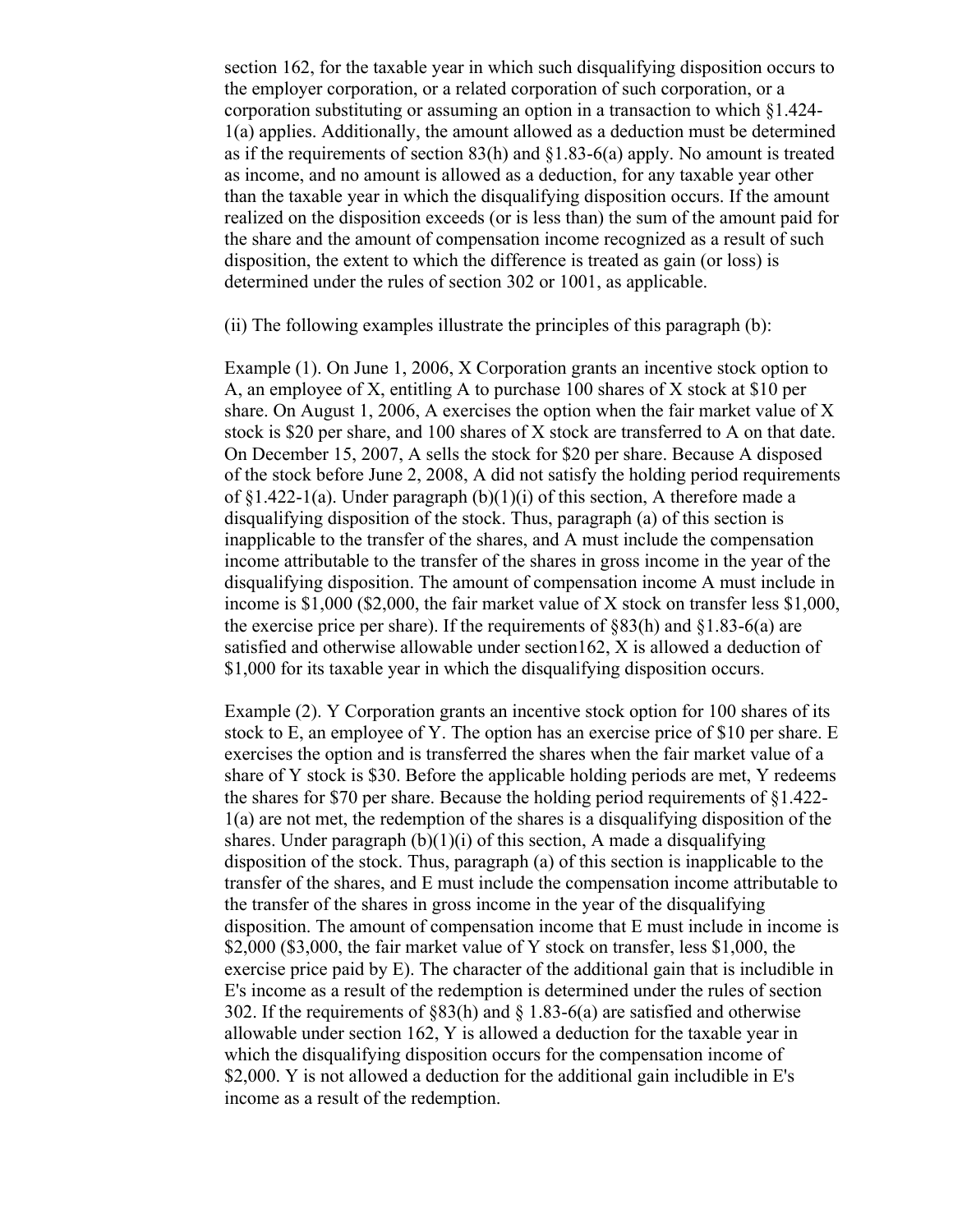section 162, for the taxable year in which such disqualifying disposition occurs to the employer corporation, or a related corporation of such corporation, or a corporation substituting or assuming an option in a transaction to which §1.424-1(a) applies. Additionally, the amount allowed as a deduction must be determined as if the requirements of section 83(h) and §1.83-6(a) apply. No amount is treated as income, and no amount is allowed as a deduction, for any taxable year other than the taxable year in which the disqualifying disposition occurs. If the amount realized on the disposition exceeds (or is less than) the sum of the amount paid for the share and the amount of compensation income recognized as a result of such disposition, the extent to which the difference is treated as gain (or loss) is determined under the rules of section 302 or 1001, as applicable.

(ii) The following examples illustrate the principles of this paragraph (b):

Example (1). On June 1, 2006, X Corporation grants an incentive stock option to A, an employee of X, entitling A to purchase 100 shares of X stock at $10 per share. On August 1, 2006, A exercises the option when the fair market value of X stock is $20 per share, and 100 shares of X stock are transferred to A on that date. On December 15, 2007, A sells the stock for $20 per share. Because A disposed of the stock before June 2, 2008, A did not satisfy the holding period requirements of §1.422-1(a). Under paragraph (b)(1)(i) of this section, A therefore made a disqualifying disposition of the stock. Thus, paragraph (a) of this section is inapplicable to the transfer of the shares, and A must include the compensation income attributable to the transfer of the shares in gross income in the year of the disqualifying disposition. The amount of compensation income A must include in income is $1,000 ($2,000, the fair market value of X stock on transfer less $1,000, the exercise price per share). If the requirements of §83(h) and §1.83-6(a) are satisfied and otherwise allowable under section162, X is allowed a deduction of $1,000 for its taxable year in which the disqualifying disposition occurs.

Example (2). Y Corporation grants an incentive stock option for 100 shares of its stock to E, an employee of Y. The option has an exercise price of $10 per share. E exercises the option and is transferred the shares when the fair market value of a share of Y stock is $30. Before the applicable holding periods are met, Y redeems the shares for $70 per share. Because the holding period requirements of §1.422-1(a) are not met, the redemption of the shares is a disqualifying disposition of the shares. Under paragraph (b)(1)(i) of this section, A made a disqualifying disposition of the stock. Thus, paragraph (a) of this section is inapplicable to the transfer of the shares, and E must include the compensation income attributable to the transfer of the shares in gross income in the year of the disqualifying disposition. The amount of compensation income that E must include in income is $2,000 ($3,000, the fair market value of Y stock on transfer, less $1,000, the exercise price paid by E). The character of the additional gain that is includible in E's income as a result of the redemption is determined under the rules of section 302. If the requirements of §83(h) and § 1.83-6(a) are satisfied and otherwise allowable under section 162, Y is allowed a deduction for the taxable year in which the disqualifying disposition occurs for the compensation income of $2,000. Y is not allowed a deduction for the additional gain includible in E's income as a result of the redemption.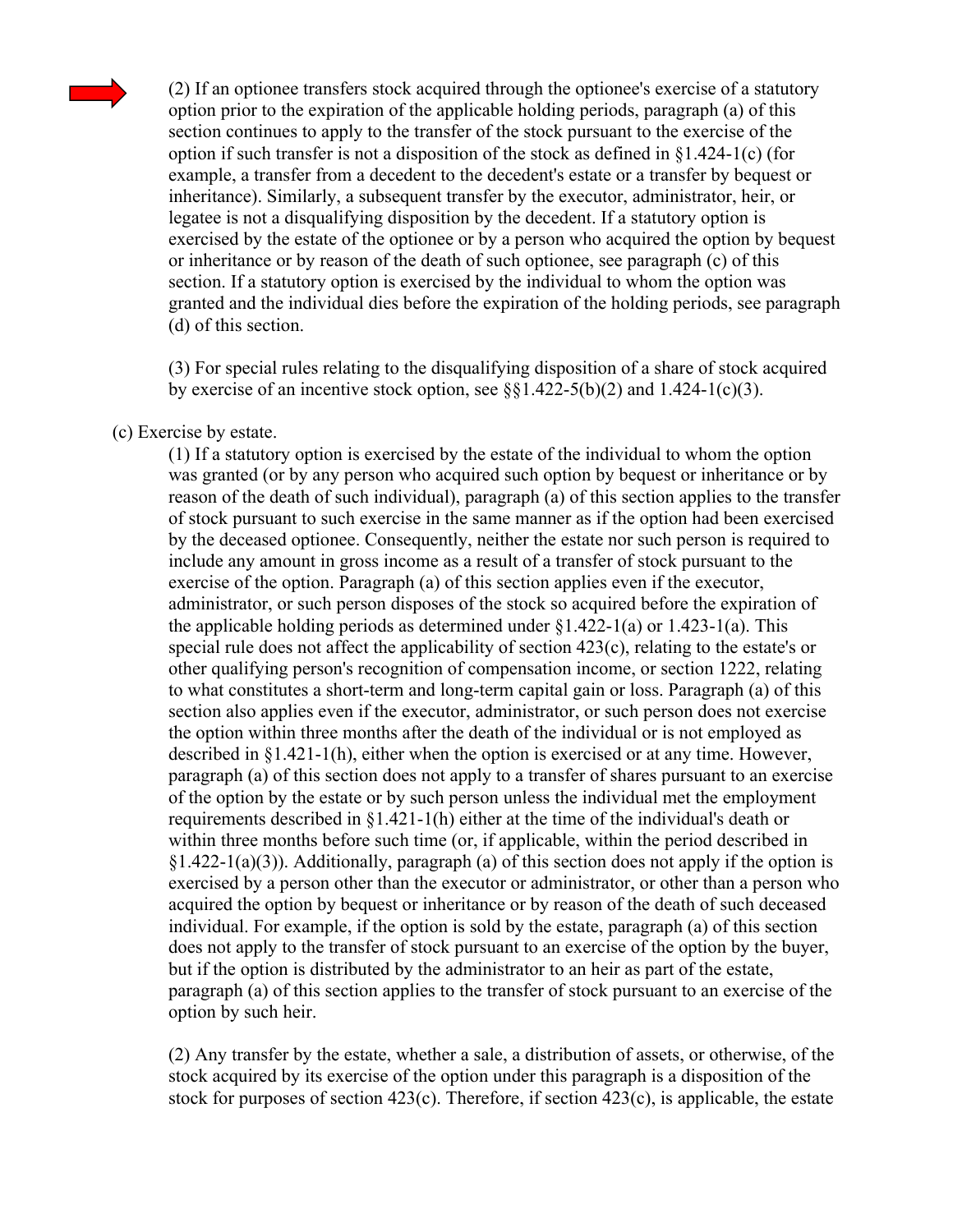(2) If an optionee transfers stock acquired through the optionee's exercise of a statutory option prior to the expiration of the applicable holding periods, paragraph (a) of this section continues to apply to the transfer of the stock pursuant to the exercise of the option if such transfer is not a disposition of the stock as defined in §1.424-1(c) (for example, a transfer from a decedent to the decedent's estate or a transfer by bequest or inheritance). Similarly, a subsequent transfer by the executor, administrator, heir, or legatee is not a disqualifying disposition by the decedent. If a statutory option is exercised by the estate of the optionee or by a person who acquired the option by bequest or inheritance or by reason of the death of such optionee, see paragraph (c) of this section. If a statutory option is exercised by the individual to whom the option was granted and the individual dies before the expiration of the holding periods, see paragraph (d) of this section.

(3) For special rules relating to the disqualifying disposition of a share of stock acquired by exercise of an incentive stock option, see §§1.422-5(b)(2) and 1.424-1(c)(3).

(c) Exercise by estate.

(1) If a statutory option is exercised by the estate of the individual to whom the option was granted (or by any person who acquired such option by bequest or inheritance or by reason of the death of such individual), paragraph (a) of this section applies to the transfer of stock pursuant to such exercise in the same manner as if the option had been exercised by the deceased optionee. Consequently, neither the estate nor such person is required to include any amount in gross income as a result of a transfer of stock pursuant to the exercise of the option. Paragraph (a) of this section applies even if the executor, administrator, or such person disposes of the stock so acquired before the expiration of the applicable holding periods as determined under §1.422-1(a) or 1.423-1(a). This special rule does not affect the applicability of section 423(c), relating to the estate's or other qualifying person's recognition of compensation income, or section 1222, relating to what constitutes a short-term and long-term capital gain or loss. Paragraph (a) of this section also applies even if the executor, administrator, or such person does not exercise the option within three months after the death of the individual or is not employed as described in §1.421-1(h), either when the option is exercised or at any time. However, paragraph (a) of this section does not apply to a transfer of shares pursuant to an exercise of the option by the estate or by such person unless the individual met the employment requirements described in §1.421-1(h) either at the time of the individual's death or within three months before such time (or, if applicable, within the period described in §1.422-1(a)(3)). Additionally, paragraph (a) of this section does not apply if the option is exercised by a person other than the executor or administrator, or other than a person who acquired the option by bequest or inheritance or by reason of the death of such deceased individual. For example, if the option is sold by the estate, paragraph (a) of this section does not apply to the transfer of stock pursuant to an exercise of the option by the buyer, but if the option is distributed by the administrator to an heir as part of the estate, paragraph (a) of this section applies to the transfer of stock pursuant to an exercise of the option by such heir.

(2) Any transfer by the estate, whether a sale, a distribution of assets, or otherwise, of the stock acquired by its exercise of the option under this paragraph is a disposition of the stock for purposes of section 423(c). Therefore, if section 423(c), is applicable, the estate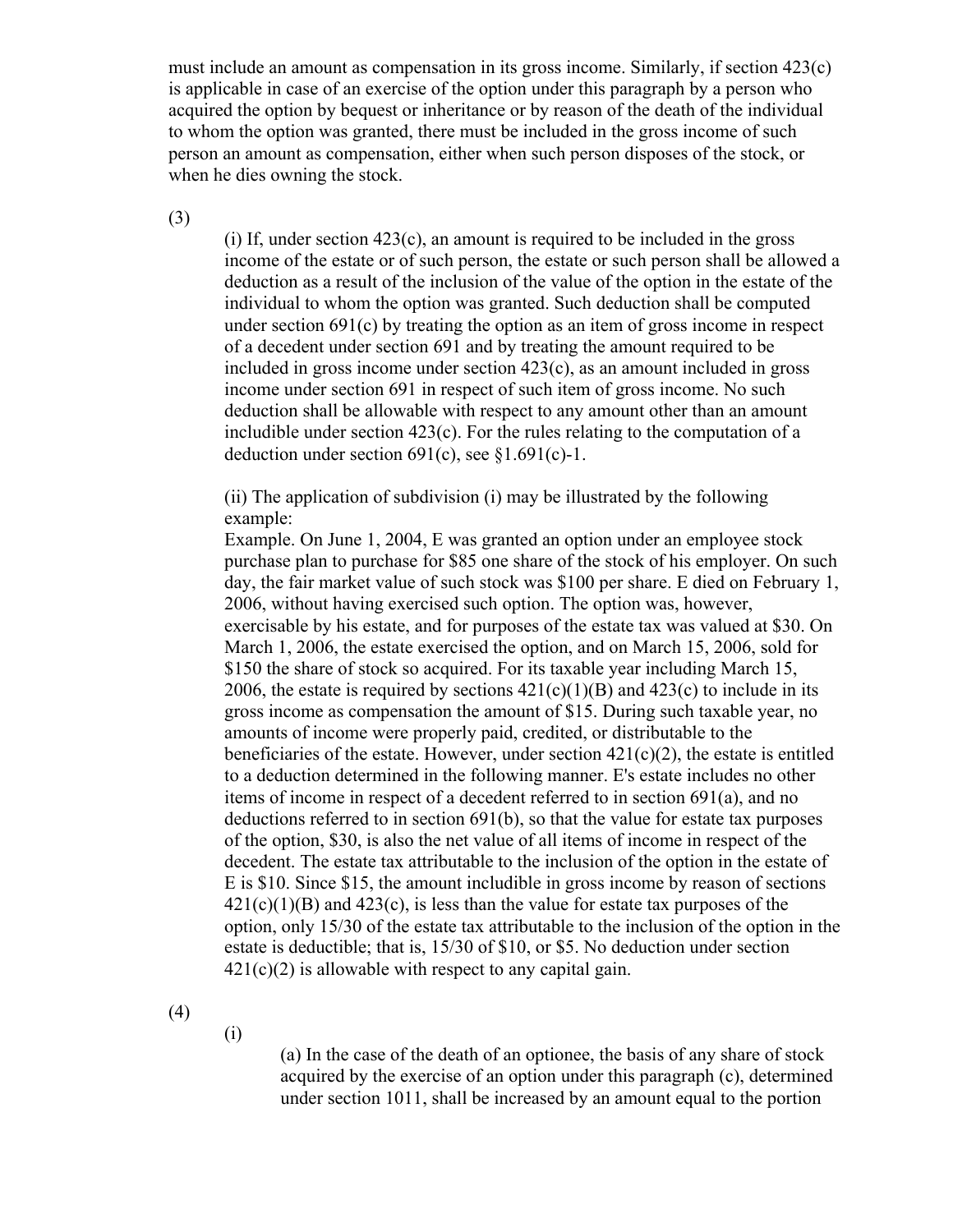must include an amount as compensation in its gross income. Similarly, if section 423(c) is applicable in case of an exercise of the option under this paragraph by a person who acquired the option by bequest or inheritance or by reason of the death of the individual to whom the option was granted, there must be included in the gross income of such person an amount as compensation, either when such person disposes of the stock, or when he dies owning the stock.

(3)

(i) If, under section 423(c), an amount is required to be included in the gross income of the estate or of such person, the estate or such person shall be allowed a deduction as a result of the inclusion of the value of the option in the estate of the individual to whom the option was granted. Such deduction shall be computed under section 691(c) by treating the option as an item of gross income in respect of a decedent under section 691 and by treating the amount required to be included in gross income under section 423(c), as an amount included in gross income under section 691 in respect of such item of gross income. No such deduction shall be allowable with respect to any amount other than an amount includible under section 423(c). For the rules relating to the computation of a deduction under section 691(c), see §1.691(c)-1.

(ii) The application of subdivision (i) may be illustrated by the following example:

Example. On June 1, 2004, E was granted an option under an employee stock purchase plan to purchase for $85 one share of the stock of his employer. On such day, the fair market value of such stock was $100 per share. E died on February 1, 2006, without having exercised such option. The option was, however, exercisable by his estate, and for purposes of the estate tax was valued at $30. On March 1, 2006, the estate exercised the option, and on March 15, 2006, sold for $150 the share of stock so acquired. For its taxable year including March 15, 2006, the estate is required by sections 421(c)(1)(B) and 423(c) to include in its gross income as compensation the amount of $15. During such taxable year, no amounts of income were properly paid, credited, or distributable to the beneficiaries of the estate. However, under section 421(c)(2), the estate is entitled to a deduction determined in the following manner. E's estate includes no other items of income in respect of a decedent referred to in section 691(a), and no deductions referred to in section 691(b), so that the value for estate tax purposes of the option, $30, is also the net value of all items of income in respect of the decedent. The estate tax attributable to the inclusion of the option in the estate of E is $10. Since $15, the amount includible in gross income by reason of sections 421(c)(1)(B) and 423(c), is less than the value for estate tax purposes of the option, only 15/30 of the estate tax attributable to the inclusion of the option in the estate is deductible; that is, 15/30 of $10, or $5. No deduction under section 421(c)(2) is allowable with respect to any capital gain.

(4)

(i)

(a) In the case of the death of an optionee, the basis of any share of stock acquired by the exercise of an option under this paragraph (c), determined under section 1011, shall be increased by an amount equal to the portion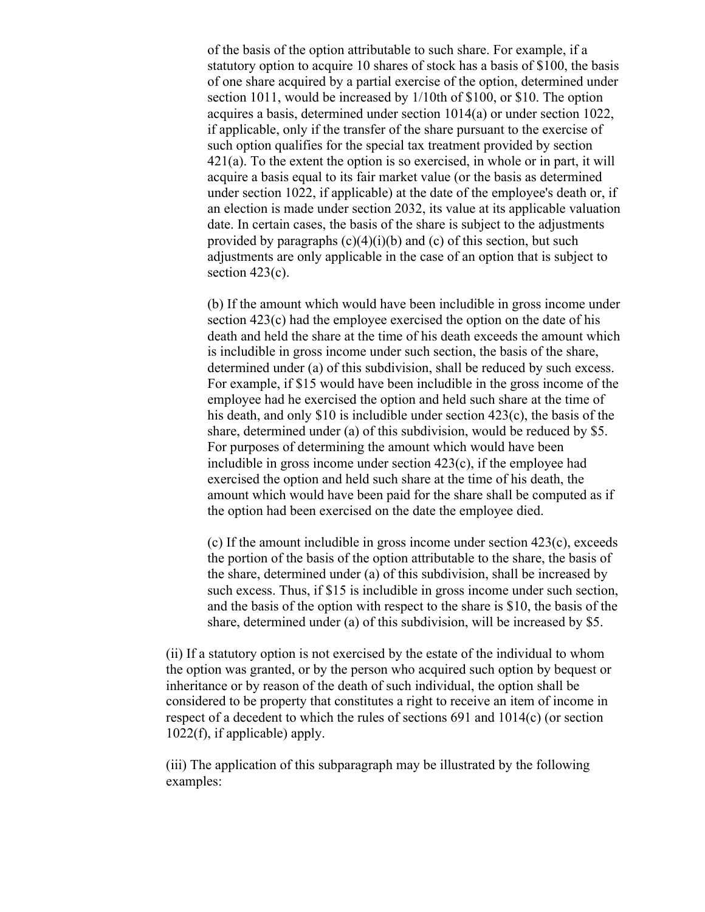of the basis of the option attributable to such share. For example, if a statutory option to acquire 10 shares of stock has a basis of $100, the basis of one share acquired by a partial exercise of the option, determined under section 1011, would be increased by 1/10th of $100, or $10. The option acquires a basis, determined under section 1014(a) or under section 1022, if applicable, only if the transfer of the share pursuant to the exercise of such option qualifies for the special tax treatment provided by section 421(a). To the extent the option is so exercised, in whole or in part, it will acquire a basis equal to its fair market value (or the basis as determined under section 1022, if applicable) at the date of the employee's death or, if an election is made under section 2032, its value at its applicable valuation date. In certain cases, the basis of the share is subject to the adjustments provided by paragraphs (c)(4)(i)(b) and (c) of this section, but such adjustments are only applicable in the case of an option that is subject to section 423(c).

(b) If the amount which would have been includible in gross income under section 423(c) had the employee exercised the option on the date of his death and held the share at the time of his death exceeds the amount which is includible in gross income under such section, the basis of the share, determined under (a) of this subdivision, shall be reduced by such excess. For example, if $15 would have been includible in the gross income of the employee had he exercised the option and held such share at the time of his death, and only $10 is includible under section 423(c), the basis of the share, determined under (a) of this subdivision, would be reduced by $5. For purposes of determining the amount which would have been includible in gross income under section 423(c), if the employee had exercised the option and held such share at the time of his death, the amount which would have been paid for the share shall be computed as if the option had been exercised on the date the employee died.

(c) If the amount includible in gross income under section 423(c), exceeds the portion of the basis of the option attributable to the share, the basis of the share, determined under (a) of this subdivision, shall be increased by such excess. Thus, if $15 is includible in gross income under such section, and the basis of the option with respect to the share is $10, the basis of the share, determined under (a) of this subdivision, will be increased by $5.

(ii) If a statutory option is not exercised by the estate of the individual to whom the option was granted, or by the person who acquired such option by bequest or inheritance or by reason of the death of such individual, the option shall be considered to be property that constitutes a right to receive an item of income in respect of a decedent to which the rules of sections 691 and 1014(c) (or section 1022(f), if applicable) apply.

(iii) The application of this subparagraph may be illustrated by the following examples: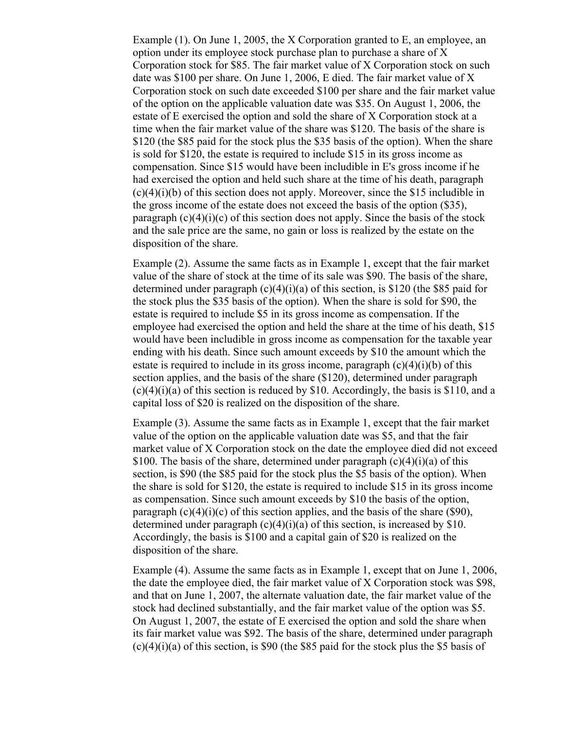Example (1). On June 1, 2005, the X Corporation granted to E, an employee, an option under its employee stock purchase plan to purchase a share of X Corporation stock for $85. The fair market value of X Corporation stock on such date was $100 per share. On June 1, 2006, E died. The fair market value of X Corporation stock on such date exceeded $100 per share and the fair market value of the option on the applicable valuation date was $35. On August 1, 2006, the estate of E exercised the option and sold the share of X Corporation stock at a time when the fair market value of the share was $120. The basis of the share is $120 (the $85 paid for the stock plus the $35 basis of the option). When the share is sold for $120, the estate is required to include $15 in its gross income as compensation. Since $15 would have been includible in E's gross income if he had exercised the option and held such share at the time of his death, paragraph (c)(4)(i)(b) of this section does not apply. Moreover, since the $15 includible in the gross income of the estate does not exceed the basis of the option ($35), paragraph (c)(4)(i)(c) of this section does not apply. Since the basis of the stock and the sale price are the same, no gain or loss is realized by the estate on the disposition of the share.

Example (2). Assume the same facts as in Example 1, except that the fair market value of the share of stock at the time of its sale was $90. The basis of the share, determined under paragraph (c)(4)(i)(a) of this section, is $120 (the $85 paid for the stock plus the $35 basis of the option). When the share is sold for $90, the estate is required to include $5 in its gross income as compensation. If the employee had exercised the option and held the share at the time of his death, $15 would have been includible in gross income as compensation for the taxable year ending with his death. Since such amount exceeds by $10 the amount which the estate is required to include in its gross income, paragraph (c)(4)(i)(b) of this section applies, and the basis of the share ($120), determined under paragraph (c)(4)(i)(a) of this section is reduced by $10. Accordingly, the basis is $110, and a capital loss of $20 is realized on the disposition of the share.

Example (3). Assume the same facts as in Example 1, except that the fair market value of the option on the applicable valuation date was $5, and that the fair market value of X Corporation stock on the date the employee died did not exceed $100. The basis of the share, determined under paragraph (c)(4)(i)(a) of this section, is $90 (the $85 paid for the stock plus the $5 basis of the option). When the share is sold for $120, the estate is required to include $15 in its gross income as compensation. Since such amount exceeds by $10 the basis of the option, paragraph (c)(4)(i)(c) of this section applies, and the basis of the share ($90), determined under paragraph (c)(4)(i)(a) of this section, is increased by $10. Accordingly, the basis is $100 and a capital gain of $20 is realized on the disposition of the share.

Example (4). Assume the same facts as in Example 1, except that on June 1, 2006, the date the employee died, the fair market value of X Corporation stock was $98, and that on June 1, 2007, the alternate valuation date, the fair market value of the stock had declined substantially, and the fair market value of the option was $5. On August 1, 2007, the estate of E exercised the option and sold the share when its fair market value was $92. The basis of the share, determined under paragraph (c)(4)(i)(a) of this section, is $90 (the $85 paid for the stock plus the $5 basis of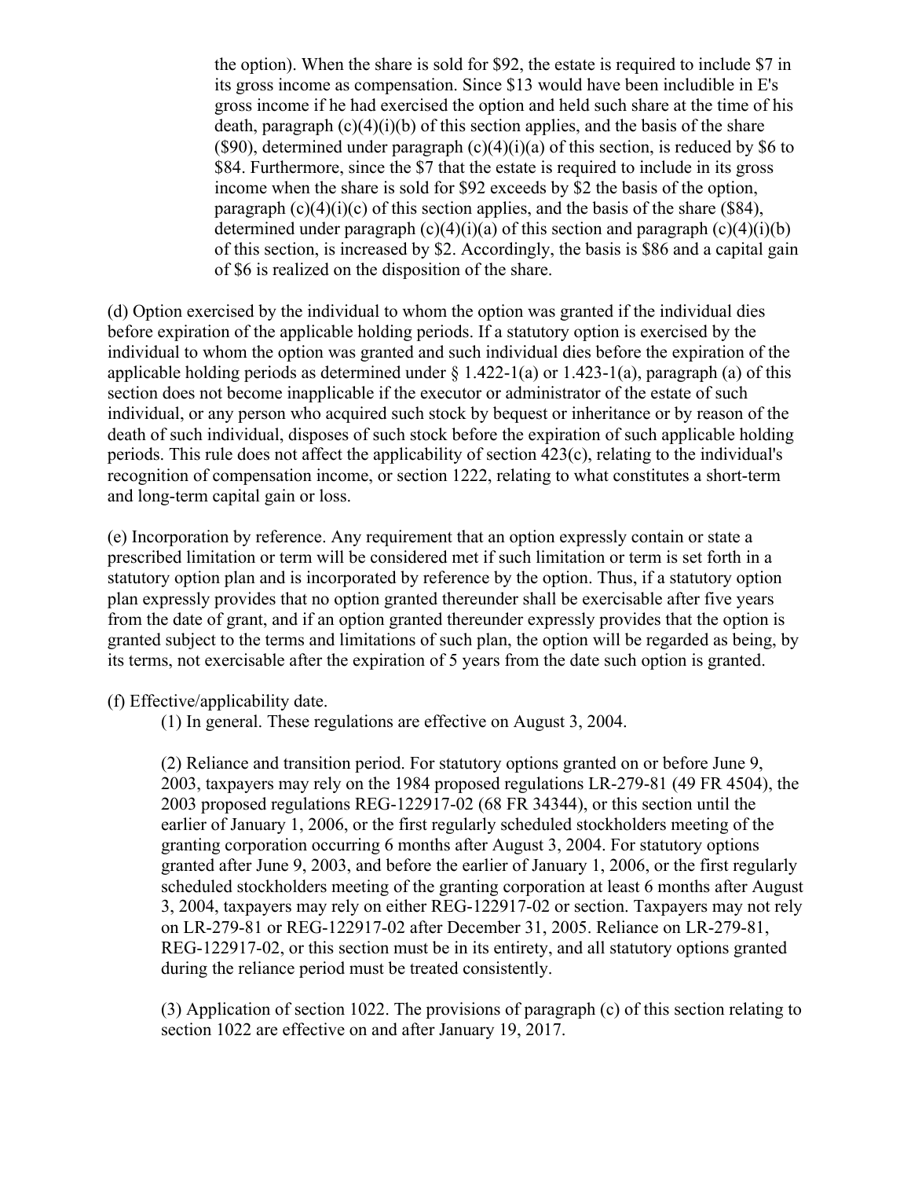the option). When the share is sold for $92, the estate is required to include $7 in its gross income as compensation. Since $13 would have been includible in E's gross income if he had exercised the option and held such share at the time of his death, paragraph (c)(4)(i)(b) of this section applies, and the basis of the share ($90), determined under paragraph (c)(4)(i)(a) of this section, is reduced by $6 to $84. Furthermore, since the $7 that the estate is required to include in its gross income when the share is sold for $92 exceeds by $2 the basis of the option, paragraph (c)(4)(i)(c) of this section applies, and the basis of the share ($84), determined under paragraph (c)(4)(i)(a) of this section and paragraph (c)(4)(i)(b) of this section, is increased by $2. Accordingly, the basis is $86 and a capital gain of $6 is realized on the disposition of the share.

(d) Option exercised by the individual to whom the option was granted if the individual dies before expiration of the applicable holding periods. If a statutory option is exercised by the individual to whom the option was granted and such individual dies before the expiration of the applicable holding periods as determined under § 1.422-1(a) or 1.423-1(a), paragraph (a) of this section does not become inapplicable if the executor or administrator of the estate of such individual, or any person who acquired such stock by bequest or inheritance or by reason of the death of such individual, disposes of such stock before the expiration of such applicable holding periods. This rule does not affect the applicability of section 423(c), relating to the individual's recognition of compensation income, or section 1222, relating to what constitutes a short-term and long-term capital gain or loss.

(e) Incorporation by reference. Any requirement that an option expressly contain or state a prescribed limitation or term will be considered met if such limitation or term is set forth in a statutory option plan and is incorporated by reference by the option. Thus, if a statutory option plan expressly provides that no option granted thereunder shall be exercisable after five years from the date of grant, and if an option granted thereunder expressly provides that the option is granted subject to the terms and limitations of such plan, the option will be regarded as being, by its terms, not exercisable after the expiration of 5 years from the date such option is granted.

(f) Effective/applicability date.

(1) In general. These regulations are effective on August 3, 2004.

(2) Reliance and transition period. For statutory options granted on or before June 9, 2003, taxpayers may rely on the 1984 proposed regulations LR-279-81 (49 FR 4504), the 2003 proposed regulations REG-122917-02 (68 FR 34344), or this section until the earlier of January 1, 2006, or the first regularly scheduled stockholders meeting of the granting corporation occurring 6 months after August 3, 2004. For statutory options granted after June 9, 2003, and before the earlier of January 1, 2006, or the first regularly scheduled stockholders meeting of the granting corporation at least 6 months after August 3, 2004, taxpayers may rely on either REG-122917-02 or section. Taxpayers may not rely on LR-279-81 or REG-122917-02 after December 31, 2005. Reliance on LR-279-81, REG-122917-02, or this section must be in its entirety, and all statutory options granted during the reliance period must be treated consistently.

(3) Application of section 1022. The provisions of paragraph (c) of this section relating to section 1022 are effective on and after January 19, 2017.